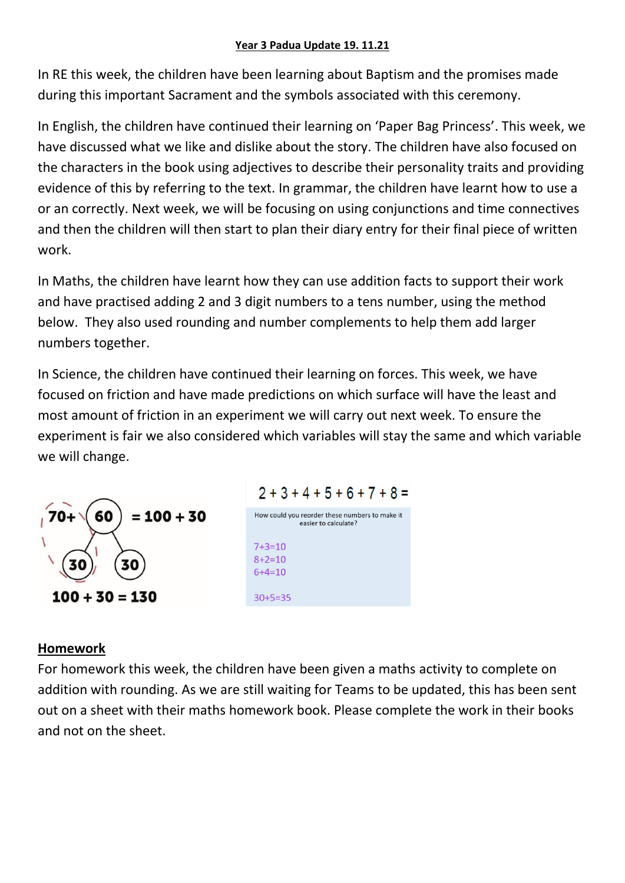**Year 3 Padua Update 19. 11.21**

In RE this week, the children have been learning about Baptism and the promises made during this important Sacrament and the symbols associated with this ceremony.

In English, the children have continued their learning on 'Paper Bag Princess'. This week, we have discussed what we like and dislike about the story. The children have also focused on the characters in the book using adjectives to describe their personality traits and providing evidence of this by referring to the text. In grammar, the children have learnt how to use a or an correctly. Next week, we will be focusing on using conjunctions and time connectives and then the children will then start to plan their diary entry for their final piece of written work.

In Maths, the children have learnt how they can use addition facts to support their work and have practised adding 2 and 3 digit numbers to a tens number, using the method below. They also used rounding and number complements to help them add larger numbers together.

In Science, the children have continued their learning on forces. This week, we have focused on friction and have made predictions on which surface will have the least and most amount of friction in an experiment we will carry out next week. To ensure the experiment is fair we also considered which variables will stay the same and which variable we will change.

$70 + 60 = 100 + 30$

(60 partitioned into 30 and 30)

$100 + 30 = 130$

$2 + 3 + 4 + 5 + 6 + 7 + 8 =$

How could you reorder these numbers to make it easier to calculate?

$7+3=10$
$8+2=10$
$6+4=10$

$30+5=35$

## Homework

For homework this week, the children have been given a maths activity to complete on addition with rounding. As we are still waiting for Teams to be updated, this has been sent out on a sheet with their maths homework book. Please complete the work in their books and not on the sheet.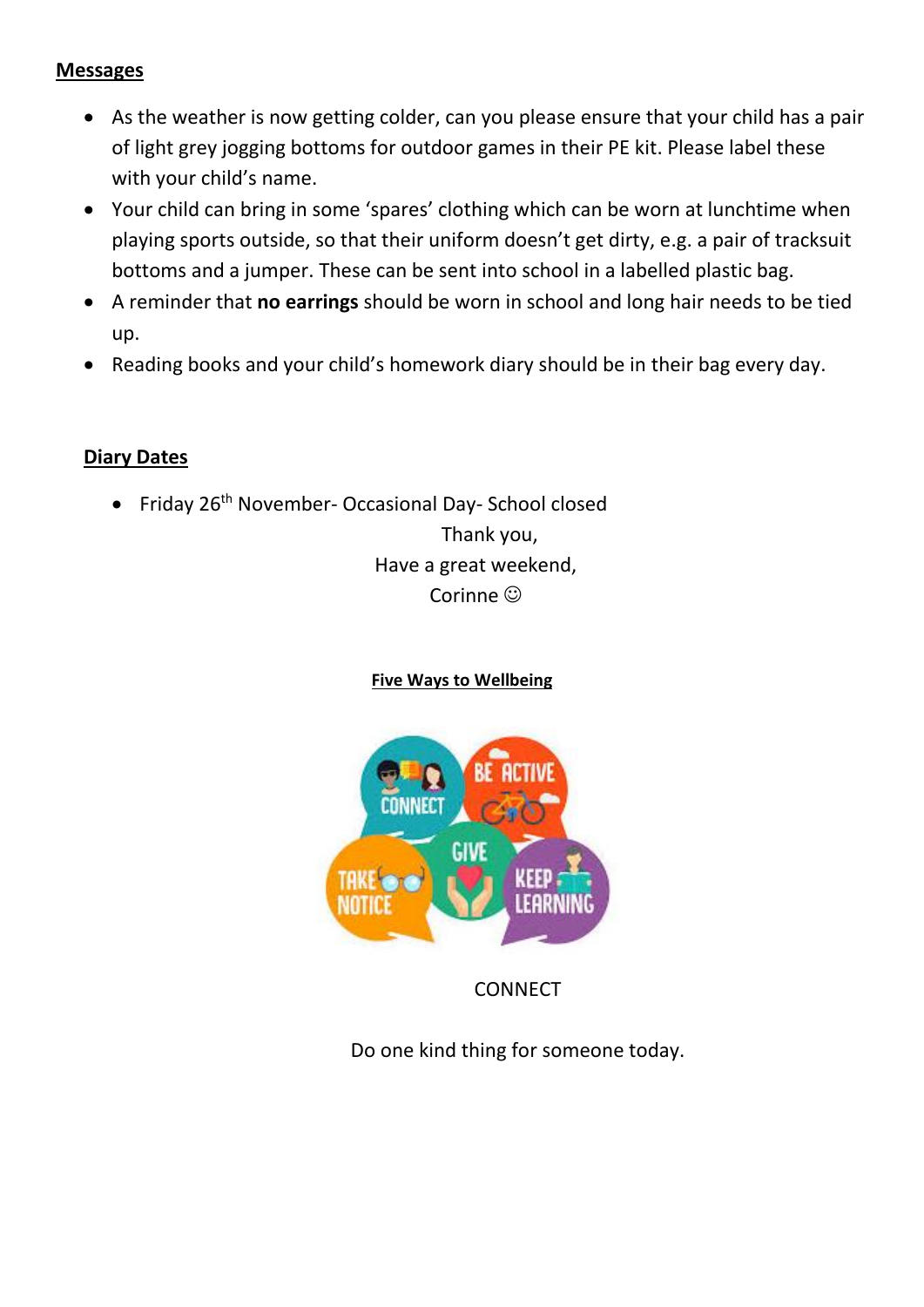## Messages

- As the weather is now getting colder, can you please ensure that your child has a pair of light grey jogging bottoms for outdoor games in their PE kit. Please label these with your child's name.
- Your child can bring in some 'spares' clothing which can be worn at lunchtime when playing sports outside, so that their uniform doesn't get dirty, e.g. a pair of tracksuit bottoms and a jumper. These can be sent into school in a labelled plastic bag.
- A reminder that **no earrings** should be worn in school and long hair needs to be tied up.
- Reading books and your child's homework diary should be in their bag every day.

## Diary Dates

- Friday 26th November- Occasional Day- School closed

Thank you,

Have a great weekend,

Corinne ☺

### Five Ways to Wellbeing

CONNECT
BE ACTIVE
GIVE
TAKE NOTICE
KEEP LEARNING

CONNECT

Do one kind thing for someone today.